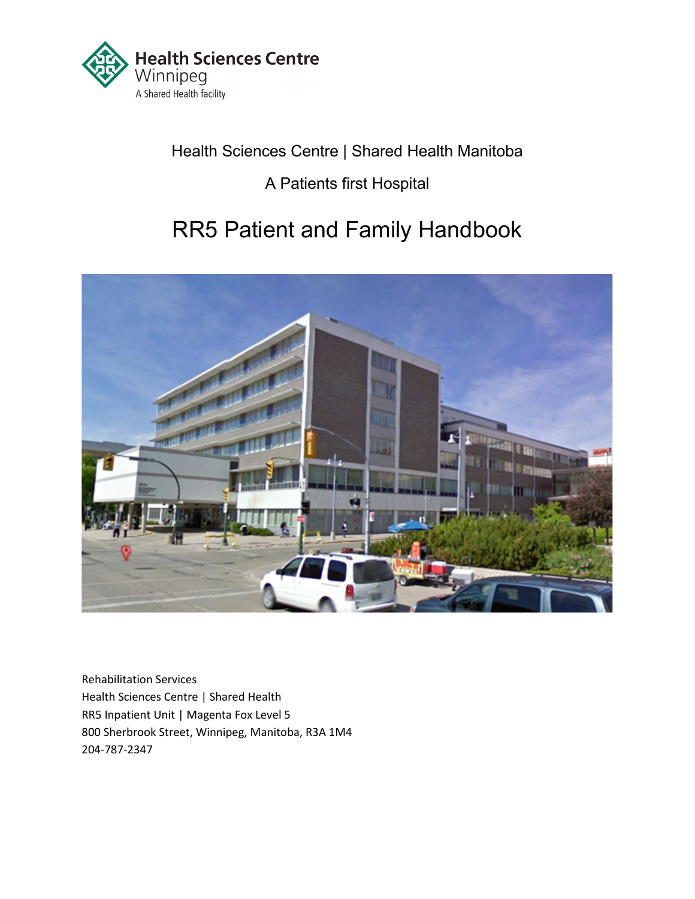Health Sciences Centre
Winnipeg
A Shared Health facility

Health Sciences Centre | Shared Health Manitoba

A Patients first Hospital

# RR5 Patient and Family Handbook

Rehabilitation Services
Health Sciences Centre | Shared Health
RR5 Inpatient Unit | Magenta Fox Level 5
800 Sherbrook Street, Winnipeg, Manitoba, R3A 1M4
204-787-2347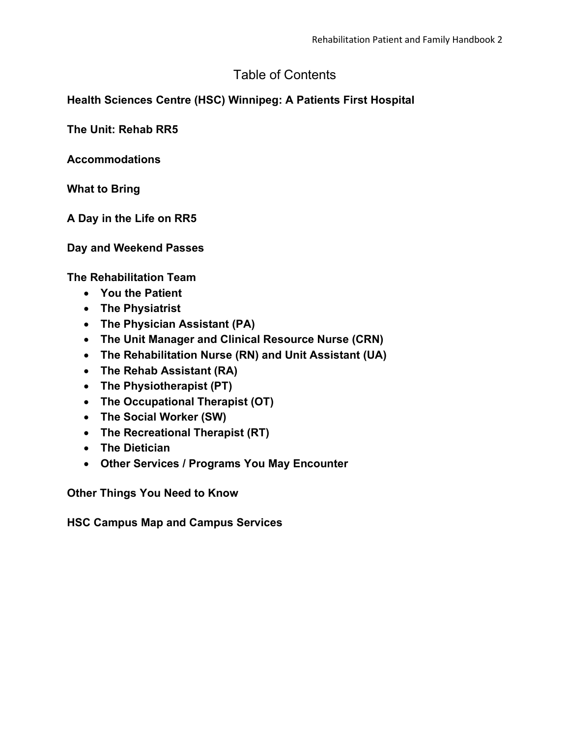# Table of Contents

**Health Sciences Centre (HSC) Winnipeg: A Patients First Hospital**

**The Unit: Rehab RR5**

**Accommodations**

**What to Bring**

**A Day in the Life on RR5**

**Day and Weekend Passes**

**The Rehabilitation Team**

- **You the Patient**
- **The Physiatrist**
- **The Physician Assistant (PA)**
- **The Unit Manager and Clinical Resource Nurse (CRN)**
- **The Rehabilitation Nurse (RN) and Unit Assistant (UA)**
- **The Rehab Assistant (RA)**
- **The Physiotherapist (PT)**
- **The Occupational Therapist (OT)**
- **The Social Worker (SW)**
- **The Recreational Therapist (RT)**
- **The Dietician**
- **Other Services / Programs You May Encounter**

**Other Things You Need to Know**

**HSC Campus Map and Campus Services**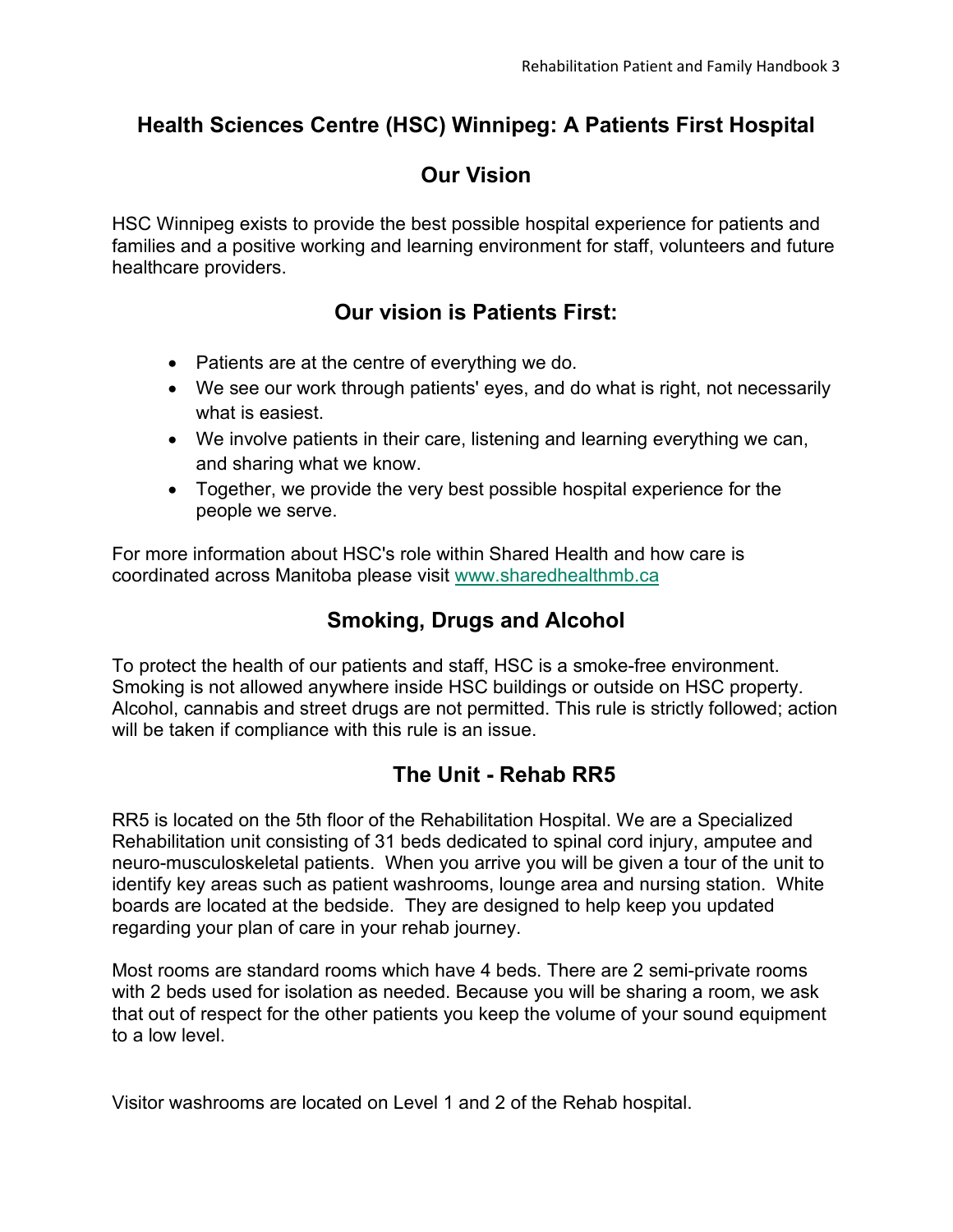# Health Sciences Centre (HSC) Winnipeg: A Patients First Hospital

## Our Vision

HSC Winnipeg exists to provide the best possible hospital experience for patients and families and a positive working and learning environment for staff, volunteers and future healthcare providers.

## Our vision is Patients First:

- Patients are at the centre of everything we do.
- We see our work through patients' eyes, and do what is right, not necessarily what is easiest.
- We involve patients in their care, listening and learning everything we can, and sharing what we know.
- Together, we provide the very best possible hospital experience for the people we serve.

For more information about HSC's role within Shared Health and how care is coordinated across Manitoba please visit [www.sharedhealthmb.ca](www.sharedhealthmb.ca)

## Smoking, Drugs and Alcohol

To protect the health of our patients and staff, HSC is a smoke-free environment. Smoking is not allowed anywhere inside HSC buildings or outside on HSC property. Alcohol, cannabis and street drugs are not permitted. This rule is strictly followed; action will be taken if compliance with this rule is an issue.

## The Unit - Rehab RR5

RR5 is located on the 5th floor of the Rehabilitation Hospital. We are a Specialized Rehabilitation unit consisting of 31 beds dedicated to spinal cord injury, amputee and neuro-musculoskeletal patients. When you arrive you will be given a tour of the unit to identify key areas such as patient washrooms, lounge area and nursing station. White boards are located at the bedside. They are designed to help keep you updated regarding your plan of care in your rehab journey.

Most rooms are standard rooms which have 4 beds. There are 2 semi-private rooms with 2 beds used for isolation as needed. Because you will be sharing a room, we ask that out of respect for the other patients you keep the volume of your sound equipment to a low level.

Visitor washrooms are located on Level 1 and 2 of the Rehab hospital.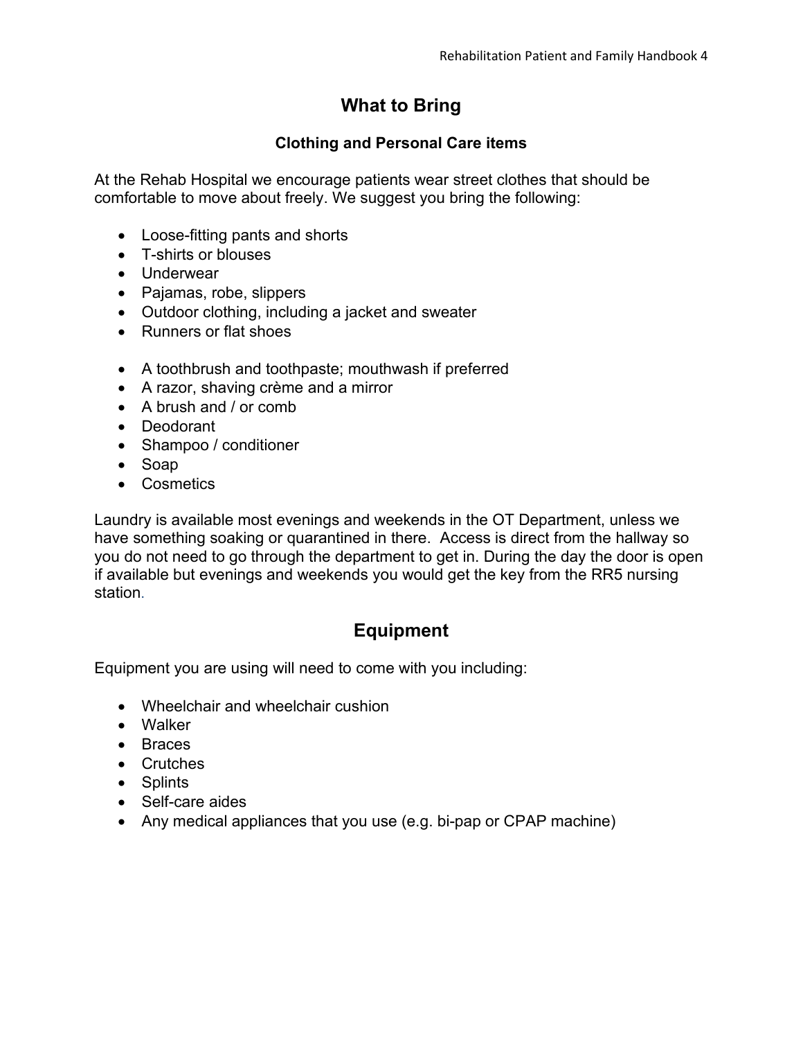# What to Bring

### Clothing and Personal Care items

At the Rehab Hospital we encourage patients wear street clothes that should be comfortable to move about freely. We suggest you bring the following:

- Loose-fitting pants and shorts
- T-shirts or blouses
- Underwear
- Pajamas, robe, slippers
- Outdoor clothing, including a jacket and sweater
- Runners or flat shoes

- A toothbrush and toothpaste; mouthwash if preferred
- A razor, shaving crème and a mirror
- A brush and / or comb
- Deodorant
- Shampoo / conditioner
- Soap
- Cosmetics

Laundry is available most evenings and weekends in the OT Department, unless we have something soaking or quarantined in there. Access is direct from the hallway so you do not need to go through the department to get in. During the day the door is open if available but evenings and weekends you would get the key from the RR5 nursing station.

## Equipment

Equipment you are using will need to come with you including:

- Wheelchair and wheelchair cushion
- Walker
- Braces
- Crutches
- Splints
- Self-care aides
- Any medical appliances that you use (e.g. bi-pap or CPAP machine)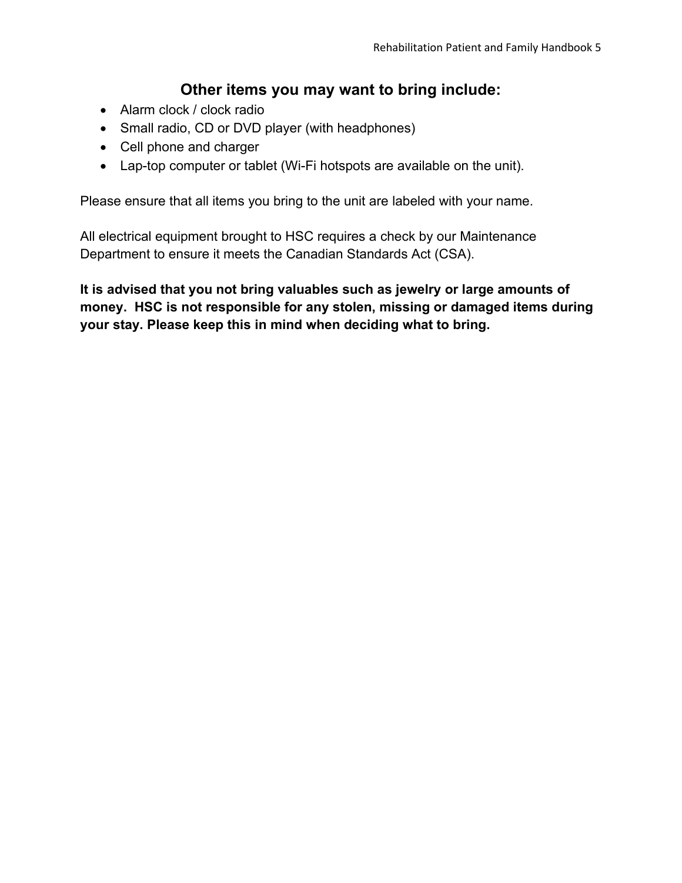## Other items you may want to bring include:

- Alarm clock / clock radio
- Small radio, CD or DVD player (with headphones)
- Cell phone and charger
- Lap-top computer or tablet (Wi-Fi hotspots are available on the unit).

Please ensure that all items you bring to the unit are labeled with your name.

All electrical equipment brought to HSC requires a check by our Maintenance Department to ensure it meets the Canadian Standards Act (CSA).

**It is advised that you not bring valuables such as jewelry or large amounts of money. HSC is not responsible for any stolen, missing or damaged items during your stay. Please keep this in mind when deciding what to bring.**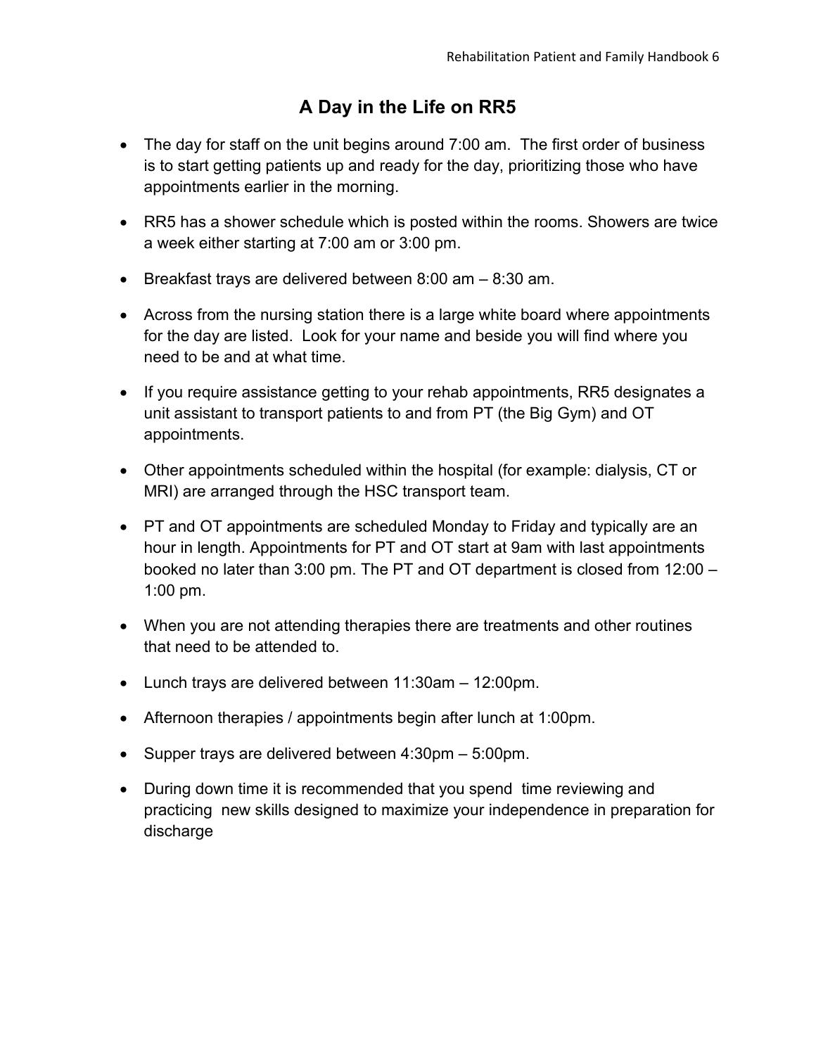# A Day in the Life on RR5

- The day for staff on the unit begins around 7:00 am. The first order of business is to start getting patients up and ready for the day, prioritizing those who have appointments earlier in the morning.
- RR5 has a shower schedule which is posted within the rooms. Showers are twice a week either starting at 7:00 am or 3:00 pm.
- Breakfast trays are delivered between 8:00 am – 8:30 am.
- Across from the nursing station there is a large white board where appointments for the day are listed. Look for your name and beside you will find where you need to be and at what time.
- If you require assistance getting to your rehab appointments, RR5 designates a unit assistant to transport patients to and from PT (the Big Gym) and OT appointments.
- Other appointments scheduled within the hospital (for example: dialysis, CT or MRI) are arranged through the HSC transport team.
- PT and OT appointments are scheduled Monday to Friday and typically are an hour in length. Appointments for PT and OT start at 9am with last appointments booked no later than 3:00 pm. The PT and OT department is closed from 12:00 – 1:00 pm.
- When you are not attending therapies there are treatments and other routines that need to be attended to.
- Lunch trays are delivered between 11:30am – 12:00pm.
- Afternoon therapies / appointments begin after lunch at 1:00pm.
- Supper trays are delivered between 4:30pm – 5:00pm.
- During down time it is recommended that you spend time reviewing and practicing new skills designed to maximize your independence in preparation for discharge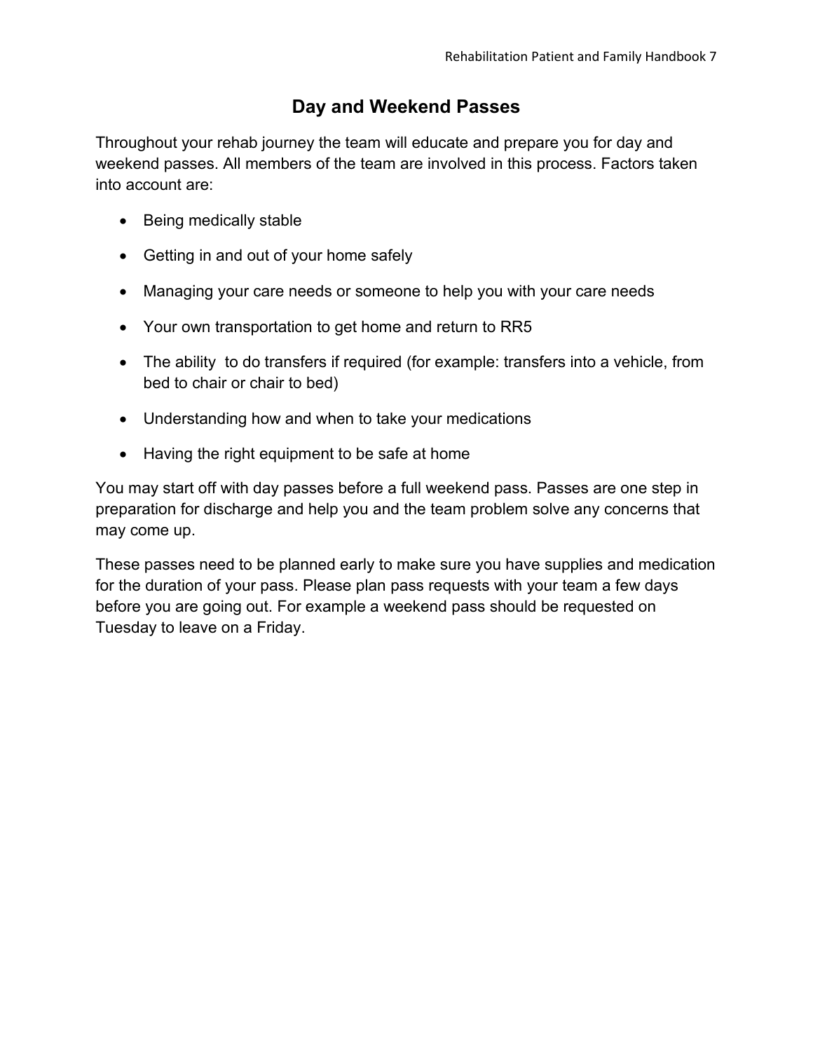# Day and Weekend Passes

Throughout your rehab journey the team will educate and prepare you for day and weekend passes. All members of the team are involved in this process. Factors taken into account are:

- Being medically stable
- Getting in and out of your home safely
- Managing your care needs or someone to help you with your care needs
- Your own transportation to get home and return to RR5
- The ability to do transfers if required (for example: transfers into a vehicle, from bed to chair or chair to bed)
- Understanding how and when to take your medications
- Having the right equipment to be safe at home

You may start off with day passes before a full weekend pass. Passes are one step in preparation for discharge and help you and the team problem solve any concerns that may come up.

These passes need to be planned early to make sure you have supplies and medication for the duration of your pass. Please plan pass requests with your team a few days before you are going out. For example a weekend pass should be requested on Tuesday to leave on a Friday.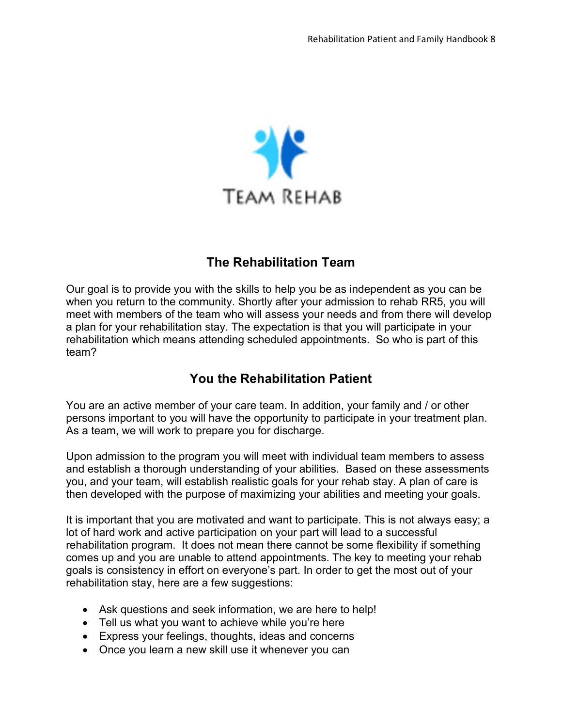TEAM REHAB

## The Rehabilitation Team

Our goal is to provide you with the skills to help you be as independent as you can be when you return to the community. Shortly after your admission to rehab RR5, you will meet with members of the team who will assess your needs and from there will develop a plan for your rehabilitation stay. The expectation is that you will participate in your rehabilitation which means attending scheduled appointments. So who is part of this team?

## You the Rehabilitation Patient

You are an active member of your care team. In addition, your family and / or other persons important to you will have the opportunity to participate in your treatment plan. As a team, we will work to prepare you for discharge.

Upon admission to the program you will meet with individual team members to assess and establish a thorough understanding of your abilities. Based on these assessments you, and your team, will establish realistic goals for your rehab stay. A plan of care is then developed with the purpose of maximizing your abilities and meeting your goals.

It is important that you are motivated and want to participate. This is not always easy; a lot of hard work and active participation on your part will lead to a successful rehabilitation program. It does not mean there cannot be some flexibility if something comes up and you are unable to attend appointments. The key to meeting your rehab goals is consistency in effort on everyone's part. In order to get the most out of your rehabilitation stay, here are a few suggestions:

- Ask questions and seek information, we are here to help!
- Tell us what you want to achieve while you're here
- Express your feelings, thoughts, ideas and concerns
- Once you learn a new skill use it whenever you can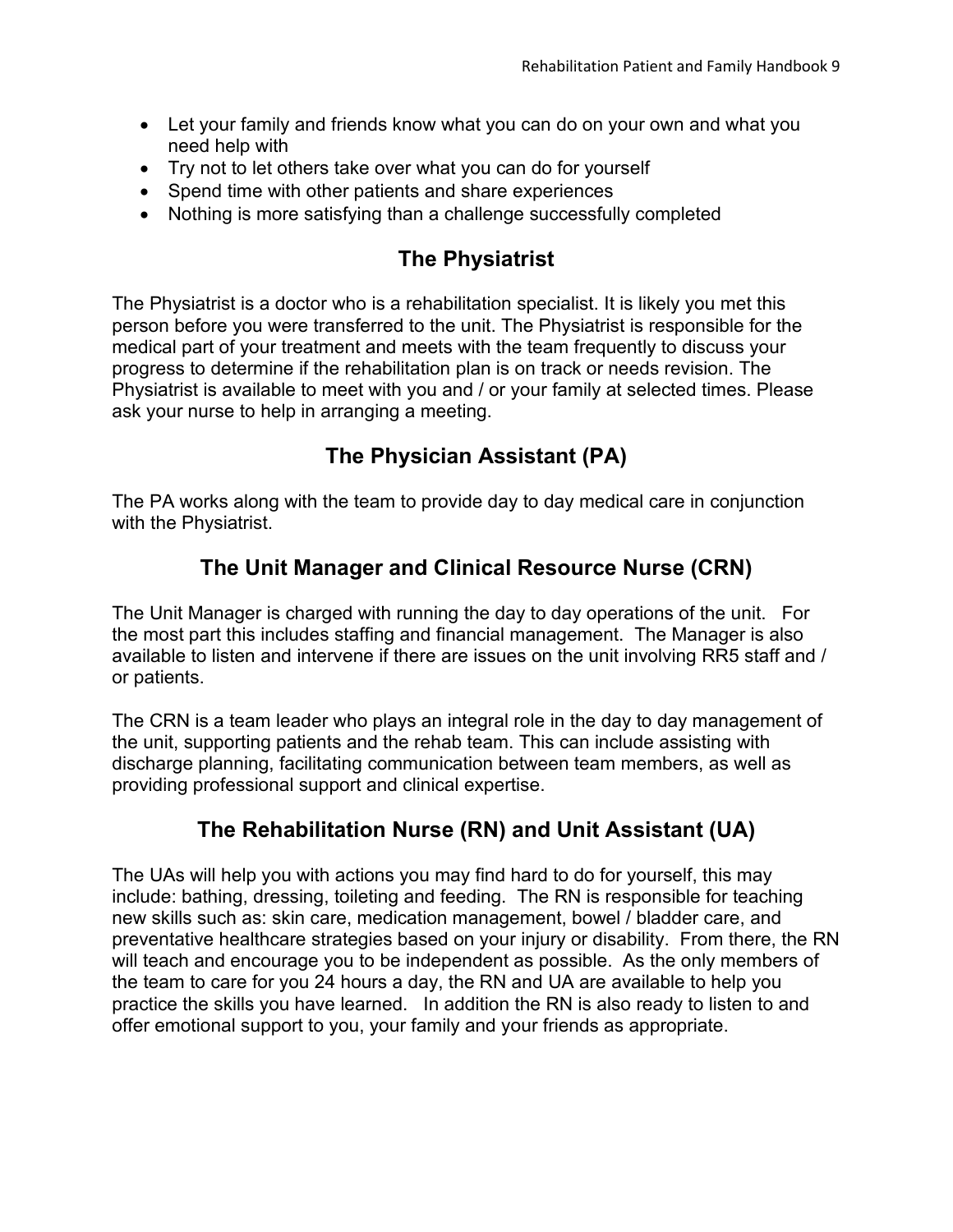- Let your family and friends know what you can do on your own and what you need help with
- Try not to let others take over what you can do for yourself
- Spend time with other patients and share experiences
- Nothing is more satisfying than a challenge successfully completed

## The Physiatrist

The Physiatrist is a doctor who is a rehabilitation specialist. It is likely you met this person before you were transferred to the unit. The Physiatrist is responsible for the medical part of your treatment and meets with the team frequently to discuss your progress to determine if the rehabilitation plan is on track or needs revision. The Physiatrist is available to meet with you and / or your family at selected times. Please ask your nurse to help in arranging a meeting.

## The Physician Assistant (PA)

The PA works along with the team to provide day to day medical care in conjunction with the Physiatrist.

## The Unit Manager and Clinical Resource Nurse (CRN)

The Unit Manager is charged with running the day to day operations of the unit. For the most part this includes staffing and financial management. The Manager is also available to listen and intervene if there are issues on the unit involving RR5 staff and / or patients.

The CRN is a team leader who plays an integral role in the day to day management of the unit, supporting patients and the rehab team. This can include assisting with discharge planning, facilitating communication between team members, as well as providing professional support and clinical expertise.

## The Rehabilitation Nurse (RN) and Unit Assistant (UA)

The UAs will help you with actions you may find hard to do for yourself, this may include: bathing, dressing, toileting and feeding. The RN is responsible for teaching new skills such as: skin care, medication management, bowel / bladder care, and preventative healthcare strategies based on your injury or disability. From there, the RN will teach and encourage you to be independent as possible. As the only members of the team to care for you 24 hours a day, the RN and UA are available to help you practice the skills you have learned. In addition the RN is also ready to listen to and offer emotional support to you, your family and your friends as appropriate.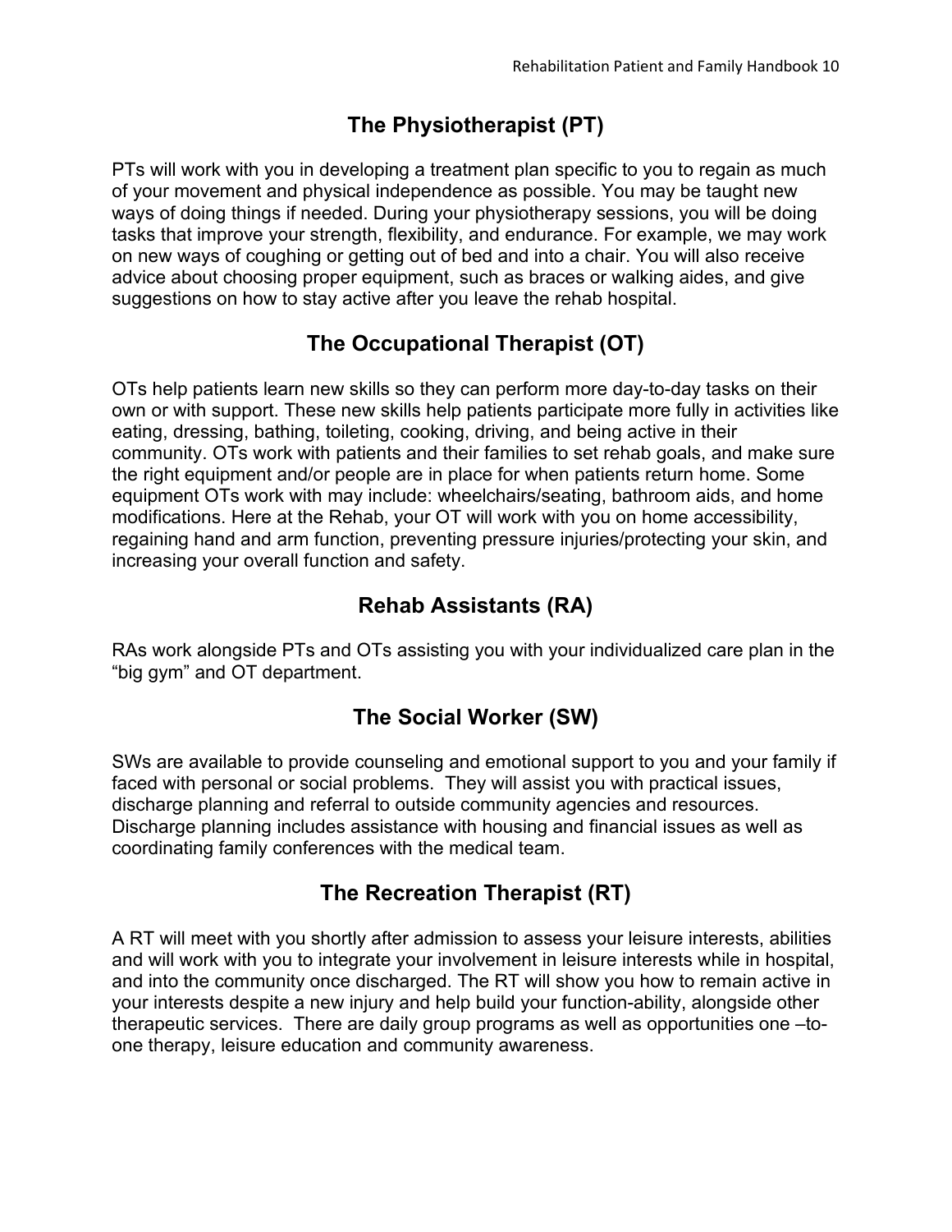## The Physiotherapist (PT)

PTs will work with you in developing a treatment plan specific to you to regain as much of your movement and physical independence as possible. You may be taught new ways of doing things if needed. During your physiotherapy sessions, you will be doing tasks that improve your strength, flexibility, and endurance. For example, we may work on new ways of coughing or getting out of bed and into a chair. You will also receive advice about choosing proper equipment, such as braces or walking aides, and give suggestions on how to stay active after you leave the rehab hospital.

## The Occupational Therapist (OT)

OTs help patients learn new skills so they can perform more day-to-day tasks on their own or with support. These new skills help patients participate more fully in activities like eating, dressing, bathing, toileting, cooking, driving, and being active in their community. OTs work with patients and their families to set rehab goals, and make sure the right equipment and/or people are in place for when patients return home. Some equipment OTs work with may include: wheelchairs/seating, bathroom aids, and home modifications. Here at the Rehab, your OT will work with you on home accessibility, regaining hand and arm function, preventing pressure injuries/protecting your skin, and increasing your overall function and safety.

## Rehab Assistants (RA)

RAs work alongside PTs and OTs assisting you with your individualized care plan in the "big gym" and OT department.

## The Social Worker (SW)

SWs are available to provide counseling and emotional support to you and your family if faced with personal or social problems. They will assist you with practical issues, discharge planning and referral to outside community agencies and resources. Discharge planning includes assistance with housing and financial issues as well as coordinating family conferences with the medical team.

## The Recreation Therapist (RT)

A RT will meet with you shortly after admission to assess your leisure interests, abilities and will work with you to integrate your involvement in leisure interests while in hospital, and into the community once discharged. The RT will show you how to remain active in your interests despite a new injury and help build your function-ability, alongside other therapeutic services. There are daily group programs as well as opportunities one –to-one therapy, leisure education and community awareness.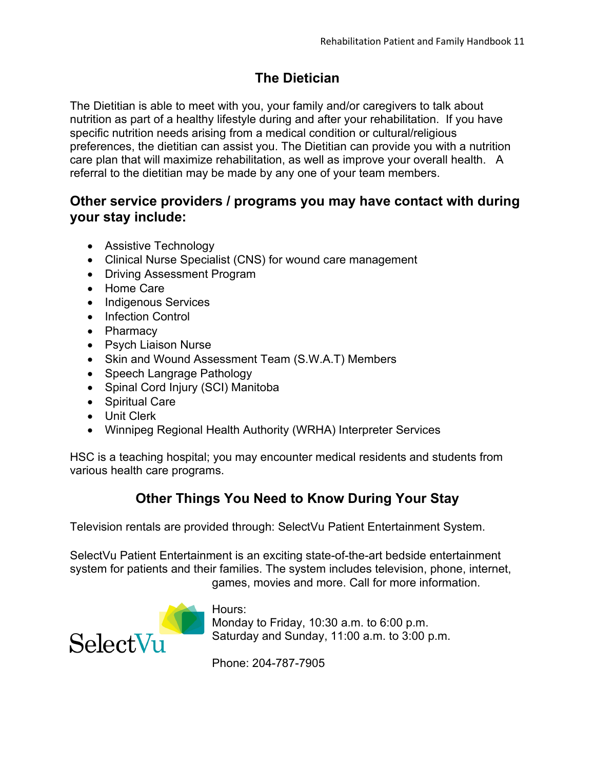## The Dietician

The Dietitian is able to meet with you, your family and/or caregivers to talk about nutrition as part of a healthy lifestyle during and after your rehabilitation. If you have specific nutrition needs arising from a medical condition or cultural/religious preferences, the dietitian can assist you. The Dietitian can provide you with a nutrition care plan that will maximize rehabilitation, as well as improve your overall health. A referral to the dietitian may be made by any one of your team members.

### Other service providers / programs you may have contact with during your stay include:

- Assistive Technology
- Clinical Nurse Specialist (CNS) for wound care management
- Driving Assessment Program
- Home Care
- Indigenous Services
- Infection Control
- Pharmacy
- Psych Liaison Nurse
- Skin and Wound Assessment Team (S.W.A.T) Members
- Speech Langrage Pathology
- Spinal Cord Injury (SCI) Manitoba
- Spiritual Care
- Unit Clerk
- Winnipeg Regional Health Authority (WRHA) Interpreter Services

HSC is a teaching hospital; you may encounter medical residents and students from various health care programs.

## Other Things You Need to Know During Your Stay

Television rentals are provided through: SelectVu Patient Entertainment System.

SelectVu Patient Entertainment is an exciting state-of-the-art bedside entertainment system for patients and their families. The system includes television, phone, internet, games, movies and more. Call for more information.

SelectVu

Hours:
Monday to Friday, 10:30 a.m. to 6:00 p.m.
Saturday and Sunday, 11:00 a.m. to 3:00 p.m.

Phone: 204-787-7905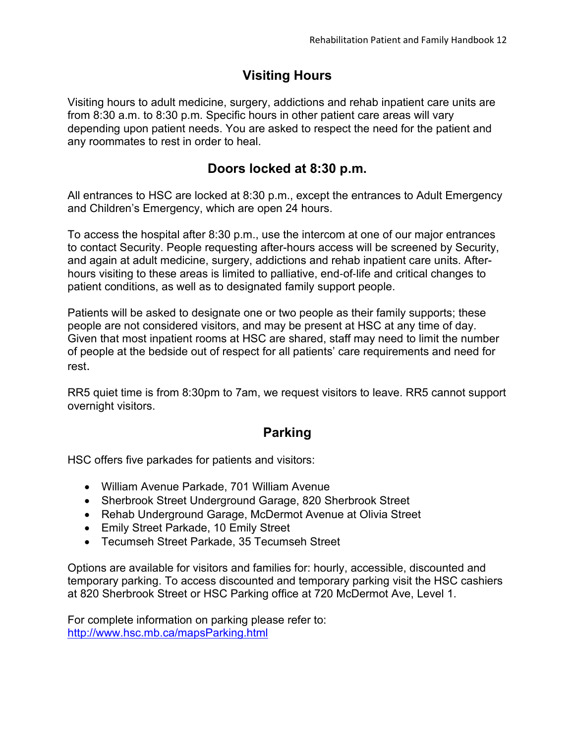## Visiting Hours

Visiting hours to adult medicine, surgery, addictions and rehab inpatient care units are from 8:30 a.m. to 8:30 p.m. Specific hours in other patient care areas will vary depending upon patient needs. You are asked to respect the need for the patient and any roommates to rest in order to heal.

## Doors locked at 8:30 p.m.

All entrances to HSC are locked at 8:30 p.m., except the entrances to Adult Emergency and Children's Emergency, which are open 24 hours.

To access the hospital after 8:30 p.m., use the intercom at one of our major entrances to contact Security. People requesting after-hours access will be screened by Security, and again at adult medicine, surgery, addictions and rehab inpatient care units. After-hours visiting to these areas is limited to palliative, end-of-life and critical changes to patient conditions, as well as to designated family support people.

Patients will be asked to designate one or two people as their family supports; these people are not considered visitors, and may be present at HSC at any time of day. Given that most inpatient rooms at HSC are shared, staff may need to limit the number of people at the bedside out of respect for all patients' care requirements and need for rest.

RR5 quiet time is from 8:30pm to 7am, we request visitors to leave. RR5 cannot support overnight visitors.

## Parking

HSC offers five parkades for patients and visitors:

- William Avenue Parkade, 701 William Avenue
- Sherbrook Street Underground Garage, 820 Sherbrook Street
- Rehab Underground Garage, McDermot Avenue at Olivia Street
- Emily Street Parkade, 10 Emily Street
- Tecumseh Street Parkade, 35 Tecumseh Street

Options are available for visitors and families for: hourly, accessible, discounted and temporary parking. To access discounted and temporary parking visit the HSC cashiers at 820 Sherbrook Street or HSC Parking office at 720 McDermot Ave, Level 1.

For complete information on parking please refer to:
http://www.hsc.mb.ca/mapsParking.html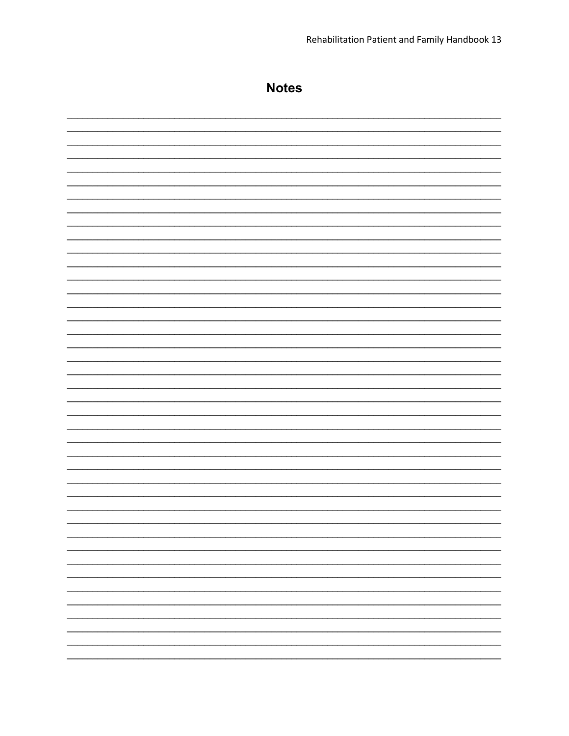# Notes